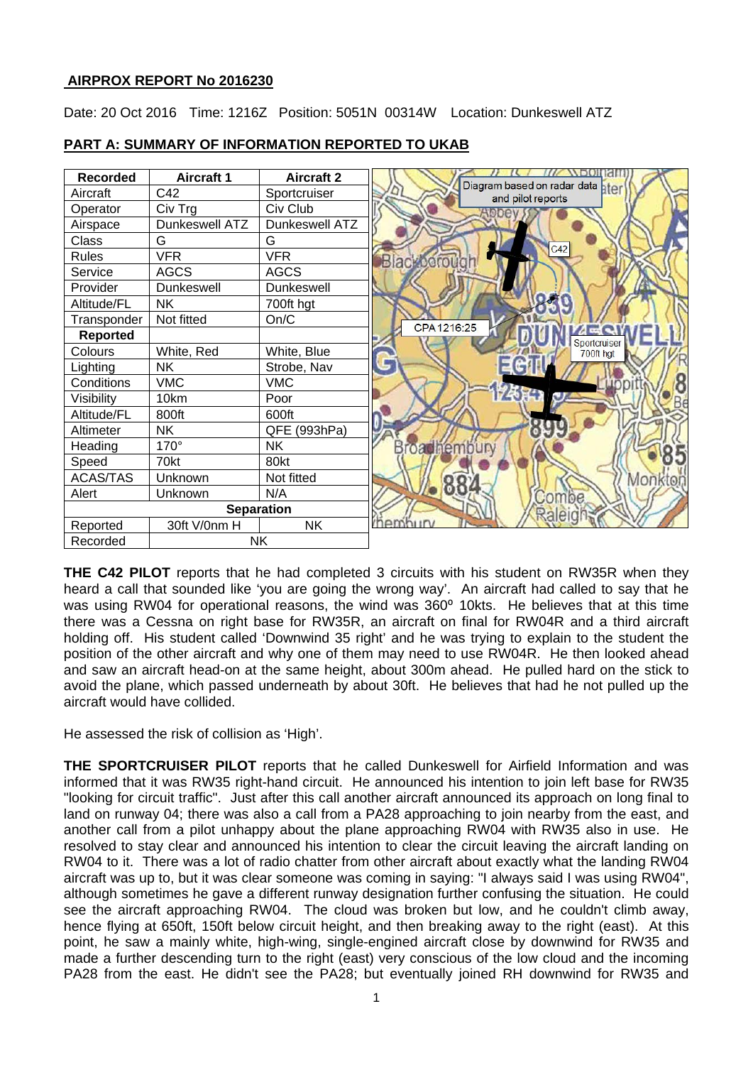## AIRPROX REPORT No 2016230

Date: 20 Oct 2016 Time: 1216Z Position: 5051N 00314W Location: Dunkeswell ATZ

### PART A: SUMMARY OF INFORMATION REPORTED TO UKAB

| Recorded | Aircraft 1 | Aircraft 2 |
|---|---|---|
| Aircraft | C42 | Sportcruiser |
| Operator | Civ Trg | Civ Club |
| Airspace | Dunkeswell ATZ | Dunkeswell ATZ |
| Class | G | G |
| Rules | VFR | VFR |
| Service | AGCS | AGCS |
| Provider | Dunkeswell | Dunkeswell |
| Altitude/FL | NK | 700ft hgt |
| Transponder | Not fitted | On/C |
| **Reported** | | |
| Colours | White, Red | White, Blue |
| Lighting | NK | Strobe, Nav |
| Conditions | VMC | VMC |
| Visibility | 10km | Poor |
| Altitude/FL | 800ft | 600ft |
| Altimeter | NK | QFE (993hPa) |
| Heading | 170° | NK |
| Speed | 70kt | 80kt |
| ACAS/TAS | Unknown | Not fitted |
| Alert | Unknown | N/A |
| **Separation** | | |
| Reported | 30ft V/0nm H | NK |
| Recorded | NK | |

Diagram based on radar data and pilot reports

C42

CPA 1216:25

Sportcruiser 700ft hgt

**THE C42 PILOT** reports that he had completed 3 circuits with his student on RW35R when they heard a call that sounded like 'you are going the wrong way'. An aircraft had called to say that he was using RW04 for operational reasons, the wind was 360º 10kts. He believes that at this time there was a Cessna on right base for RW35R, an aircraft on final for RW04R and a third aircraft holding off. His student called 'Downwind 35 right' and he was trying to explain to the student the position of the other aircraft and why one of them may need to use RW04R. He then looked ahead and saw an aircraft head-on at the same height, about 300m ahead. He pulled hard on the stick to avoid the plane, which passed underneath by about 30ft. He believes that had he not pulled up the aircraft would have collided.

He assessed the risk of collision as 'High'.

**THE SPORTCRUISER PILOT** reports that he called Dunkeswell for Airfield Information and was informed that it was RW35 right-hand circuit. He announced his intention to join left base for RW35 "looking for circuit traffic". Just after this call another aircraft announced its approach on long final to land on runway 04; there was also a call from a PA28 approaching to join nearby from the east, and another call from a pilot unhappy about the plane approaching RW04 with RW35 also in use. He resolved to stay clear and announced his intention to clear the circuit leaving the aircraft landing on RW04 to it. There was a lot of radio chatter from other aircraft about exactly what the landing RW04 aircraft was up to, but it was clear someone was coming in saying: "I always said I was using RW04", although sometimes he gave a different runway designation further confusing the situation. He could see the aircraft approaching RW04. The cloud was broken but low, and he couldn't climb away, hence flying at 650ft, 150ft below circuit height, and then breaking away to the right (east). At this point, he saw a mainly white, high-wing, single-engined aircraft close by downwind for RW35 and made a further descending turn to the right (east) very conscious of the low cloud and the incoming PA28 from the east. He didn't see the PA28; but eventually joined RH downwind for RW35 and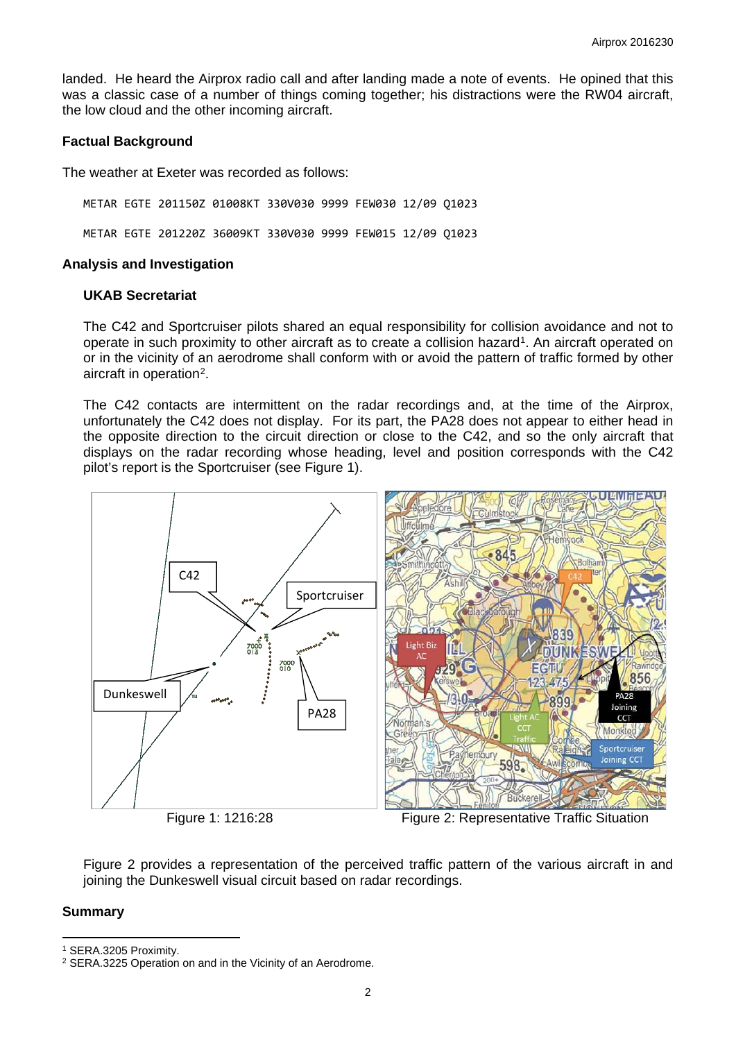landed. He heard the Airprox radio call and after landing made a note of events. He opined that this was a classic case of a number of things coming together; his distractions were the RW04 aircraft, the low cloud and the other incoming aircraft.

### Factual Background

The weather at Exeter was recorded as follows:

```
METAR EGTE 201150Z 01008KT 330V030 9999 FEW030 12/09 Q1023

METAR EGTE 201220Z 36009KT 330V030 9999 FEW015 12/09 Q1023
```

### Analysis and Investigation

#### UKAB Secretariat

The C42 and Sportcruiser pilots shared an equal responsibility for collision avoidance and not to operate in such proximity to other aircraft as to create a collision hazard[1]. An aircraft operated on or in the vicinity of an aerodrome shall conform with or avoid the pattern of traffic formed by other aircraft in operation[2].

The C42 contacts are intermittent on the radar recordings and, at the time of the Airprox, unfortunately the C42 does not display. For its part, the PA28 does not appear to either head in the opposite direction to the circuit direction or close to the C42, and so the only aircraft that displays on the radar recording whose heading, level and position corresponds with the C42 pilot's report is the Sportcruiser (see Figure 1).

Figure 1: 1216:28

Figure 2: Representative Traffic Situation

Figure 2 provides a representation of the perceived traffic pattern of the various aircraft in and joining the Dunkeswell visual circuit based on radar recordings.

### Summary

---

[1] SERA.3205 Proximity.

[2] SERA.3225 Operation on and in the Vicinity of an Aerodrome.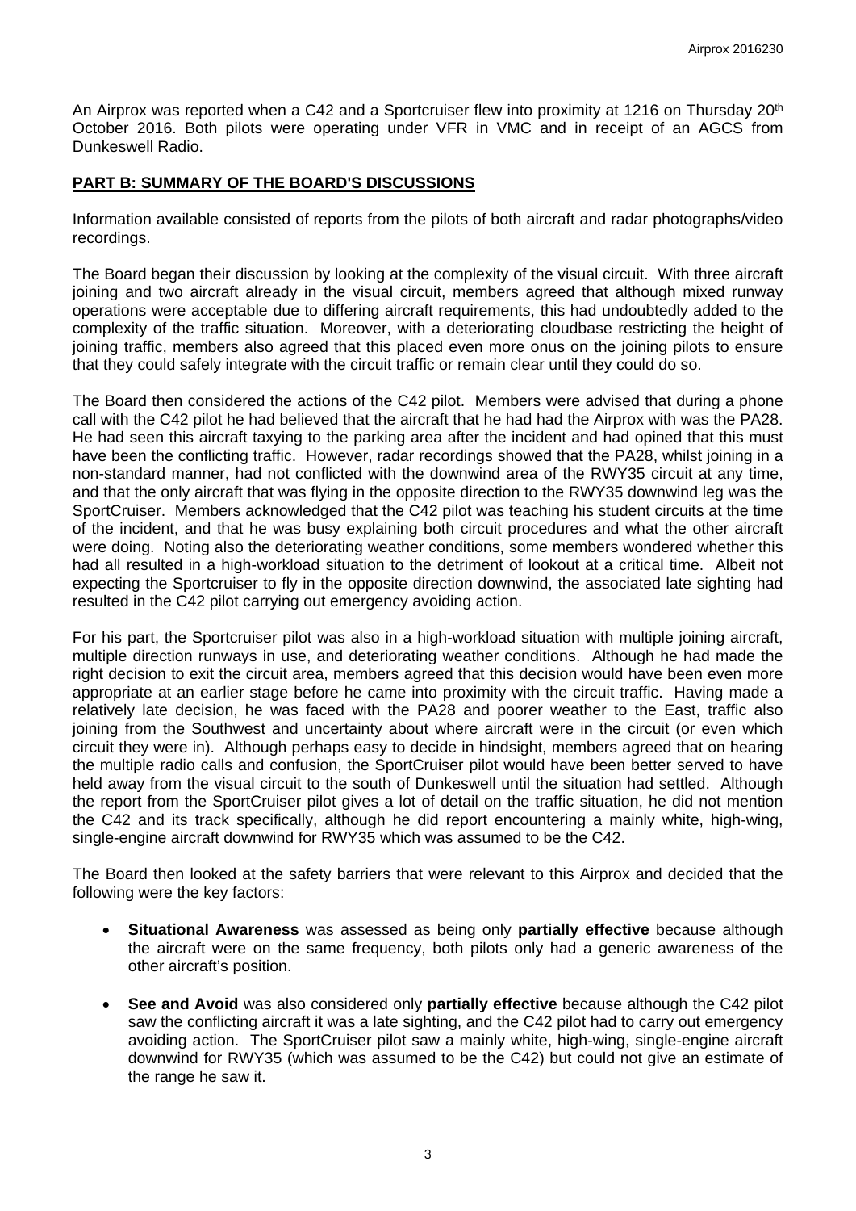An Airprox was reported when a C42 and a Sportcruiser flew into proximity at 1216 on Thursday 20th October 2016. Both pilots were operating under VFR in VMC and in receipt of an AGCS from Dunkeswell Radio.

## PART B: SUMMARY OF THE BOARD'S DISCUSSIONS

Information available consisted of reports from the pilots of both aircraft and radar photographs/video recordings.

The Board began their discussion by looking at the complexity of the visual circuit. With three aircraft joining and two aircraft already in the visual circuit, members agreed that although mixed runway operations were acceptable due to differing aircraft requirements, this had undoubtedly added to the complexity of the traffic situation. Moreover, with a deteriorating cloudbase restricting the height of joining traffic, members also agreed that this placed even more onus on the joining pilots to ensure that they could safely integrate with the circuit traffic or remain clear until they could do so.

The Board then considered the actions of the C42 pilot. Members were advised that during a phone call with the C42 pilot he had believed that the aircraft that he had had the Airprox with was the PA28. He had seen this aircraft taxying to the parking area after the incident and had opined that this must have been the conflicting traffic. However, radar recordings showed that the PA28, whilst joining in a non-standard manner, had not conflicted with the downwind area of the RWY35 circuit at any time, and that the only aircraft that was flying in the opposite direction to the RWY35 downwind leg was the SportCruiser. Members acknowledged that the C42 pilot was teaching his student circuits at the time of the incident, and that he was busy explaining both circuit procedures and what the other aircraft were doing. Noting also the deteriorating weather conditions, some members wondered whether this had all resulted in a high-workload situation to the detriment of lookout at a critical time. Albeit not expecting the Sportcruiser to fly in the opposite direction downwind, the associated late sighting had resulted in the C42 pilot carrying out emergency avoiding action.

For his part, the Sportcruiser pilot was also in a high-workload situation with multiple joining aircraft, multiple direction runways in use, and deteriorating weather conditions. Although he had made the right decision to exit the circuit area, members agreed that this decision would have been even more appropriate at an earlier stage before he came into proximity with the circuit traffic. Having made a relatively late decision, he was faced with the PA28 and poorer weather to the East, traffic also joining from the Southwest and uncertainty about where aircraft were in the circuit (or even which circuit they were in). Although perhaps easy to decide in hindsight, members agreed that on hearing the multiple radio calls and confusion, the SportCruiser pilot would have been better served to have held away from the visual circuit to the south of Dunkeswell until the situation had settled. Although the report from the SportCruiser pilot gives a lot of detail on the traffic situation, he did not mention the C42 and its track specifically, although he did report encountering a mainly white, high-wing, single-engine aircraft downwind for RWY35 which was assumed to be the C42.

The Board then looked at the safety barriers that were relevant to this Airprox and decided that the following were the key factors:

- **Situational Awareness** was assessed as being only **partially effective** because although the aircraft were on the same frequency, both pilots only had a generic awareness of the other aircraft's position.
- **See and Avoid** was also considered only **partially effective** because although the C42 pilot saw the conflicting aircraft it was a late sighting, and the C42 pilot had to carry out emergency avoiding action. The SportCruiser pilot saw a mainly white, high-wing, single-engine aircraft downwind for RWY35 (which was assumed to be the C42) but could not give an estimate of the range he saw it.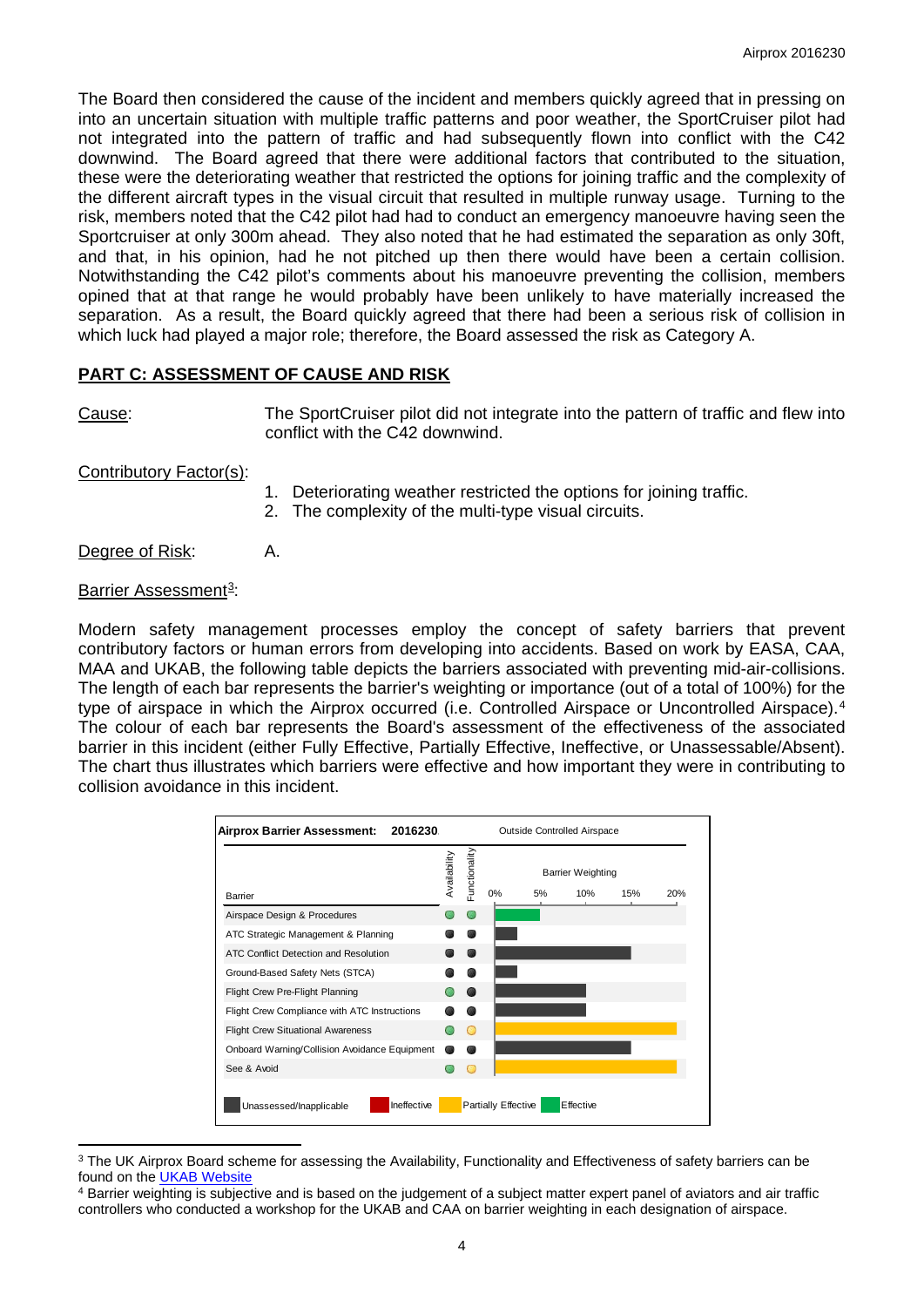The Board then considered the cause of the incident and members quickly agreed that in pressing on into an uncertain situation with multiple traffic patterns and poor weather, the SportCruiser pilot had not integrated into the pattern of traffic and had subsequently flown into conflict with the C42 downwind. The Board agreed that there were additional factors that contributed to the situation, these were the deteriorating weather that restricted the options for joining traffic and the complexity of the different aircraft types in the visual circuit that resulted in multiple runway usage. Turning to the risk, members noted that the C42 pilot had had to conduct an emergency manoeuvre having seen the Sportcruiser at only 300m ahead. They also noted that he had estimated the separation as only 30ft, and that, in his opinion, had he not pitched up then there would have been a certain collision. Notwithstanding the C42 pilot's comments about his manoeuvre preventing the collision, members opined that at that range he would probably have been unlikely to have materially increased the separation. As a result, the Board quickly agreed that there had been a serious risk of collision in which luck had played a major role; therefore, the Board assessed the risk as Category A.

## PART C: ASSESSMENT OF CAUSE AND RISK

Cause: The SportCruiser pilot did not integrate into the pattern of traffic and flew into conflict with the C42 downwind.

Contributory Factor(s):

1. Deteriorating weather restricted the options for joining traffic.
2. The complexity of the multi-type visual circuits.

Degree of Risk: A.

Barrier Assessment[3]:

Modern safety management processes employ the concept of safety barriers that prevent contributory factors or human errors from developing into accidents. Based on work by EASA, CAA, MAA and UKAB, the following table depicts the barriers associated with preventing mid-air-collisions. The length of each bar represents the barrier's weighting or importance (out of a total of 100%) for the type of airspace in which the Airprox occurred (i.e. Controlled Airspace or Uncontrolled Airspace).[4] The colour of each bar represents the Board's assessment of the effectiveness of the associated barrier in this incident (either Fully Effective, Partially Effective, Ineffective, or Unassessable/Absent). The chart thus illustrates which barriers were effective and how important they were in contributing to collision avoidance in this incident.

Airprox Barrier Assessment: 2016230
Outside Controlled Airspace

Barrier
Availability
Functionality
Barrier Weighting
0% 5% 10% 15% 20%

Airspace Design & Procedures
ATC Strategic Management & Planning
ATC Conflict Detection and Resolution
Ground-Based Safety Nets (STCA)
Flight Crew Pre-Flight Planning
Flight Crew Compliance with ATC Instructions
Flight Crew Situational Awareness
Onboard Warning/Collision Avoidance Equipment
See & Avoid

Unassessed/Inapplicable
Ineffective
Partially Effective
Effective

[3] The UK Airprox Board scheme for assessing the Availability, Functionality and Effectiveness of safety barriers can be found on the UKAB Website

[4] Barrier weighting is subjective and is based on the judgement of a subject matter expert panel of aviators and air traffic controllers who conducted a workshop for the UKAB and CAA on barrier weighting in each designation of airspace.